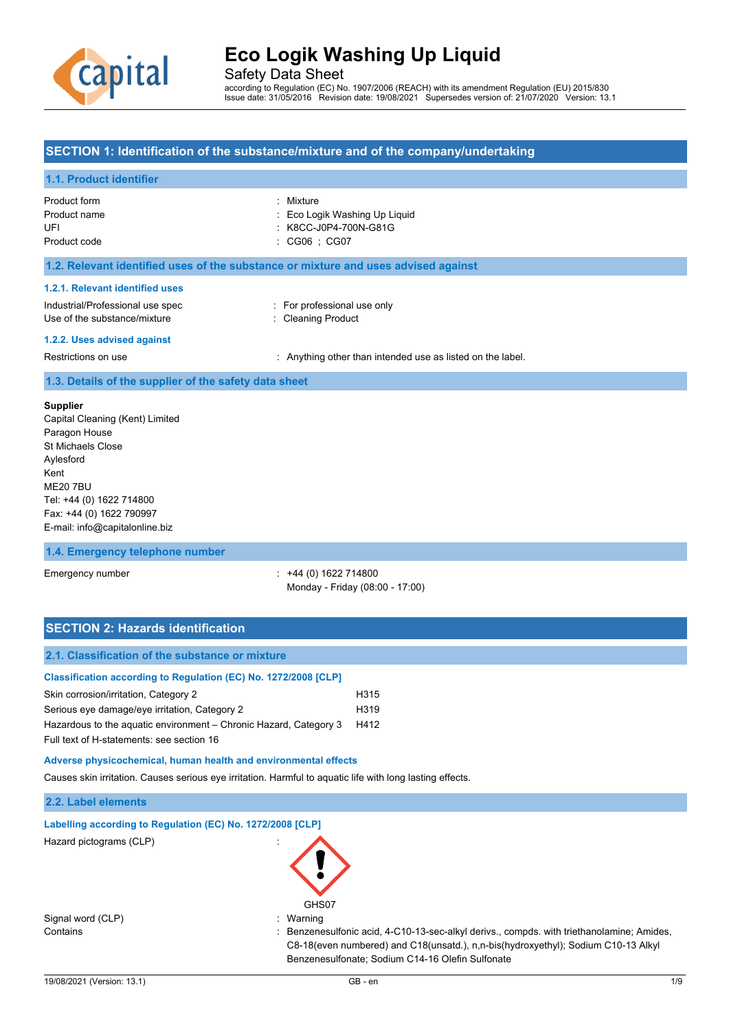# Eco Logik Washing Up Liquid

Safety Data Sheet

according to Regulation (EC) No. 1907/2006 (REACH) with its amendment Regulation (EU) 2015/830
Issue date: 31/05/2016 Revision date: 19/08/2021 Supersedes version of: 21/07/2020 Version: 13.1

## SECTION 1: Identification of the substance/mixture and of the company/undertaking

### 1.1. Product identifier

| | |
|---|---|
| Product form | : Mixture |
| Product name | : Eco Logik Washing Up Liquid |
| UFI | : K8CC-J0P4-700N-G81G |
| Product code | : CG06 ; CG07 |

### 1.2. Relevant identified uses of the substance or mixture and uses advised against

#### 1.2.1. Relevant identified uses

| | |
|---|---|
| Industrial/Professional use spec | : For professional use only |
| Use of the substance/mixture | : Cleaning Product |

#### 1.2.2. Uses advised against

| | |
|---|---|
| Restrictions on use | : Anything other than intended use as listed on the label. |

### 1.3. Details of the supplier of the safety data sheet

**Supplier**
Capital Cleaning (Kent) Limited
Paragon House
St Michaels Close
Aylesford
Kent
ME20 7BU
Tel: +44 (0) 1622 714800
Fax: +44 (0) 1622 790997
E-mail: info@capitalonline.biz

### 1.4. Emergency telephone number

| | |
|---|---|
| Emergency number | : +44 (0) 1622 714800<br>Monday - Friday (08:00 - 17:00) |

## SECTION 2: Hazards identification

### 2.1. Classification of the substance or mixture

#### Classification according to Regulation (EC) No. 1272/2008 [CLP]

| | |
|---|---|
| Skin corrosion/irritation, Category 2 | H315 |
| Serious eye damage/eye irritation, Category 2 | H319 |
| Hazardous to the aquatic environment – Chronic Hazard, Category 3 | H412 |

Full text of H-statements: see section 16

#### Adverse physicochemical, human health and environmental effects

Causes skin irritation. Causes serious eye irritation. Harmful to aquatic life with long lasting effects.

### 2.2. Label elements

#### Labelling according to Regulation (EC) No. 1272/2008 [CLP]

| | |
|---|---|
| Hazard pictograms (CLP) | : GHS07 |
| Signal word (CLP) | : Warning |
| Contains | : Benzenesulfonic acid, 4-C10-13-sec-alkyl derivs., compds. with triethanolamine; Amides, C8-18(even numbered) and C18(unsatd.), n,n-bis(hydroxyethyl); Sodium C10-13 Alkyl Benzenesulfonate; Sodium C14-16 Olefin Sulfonate |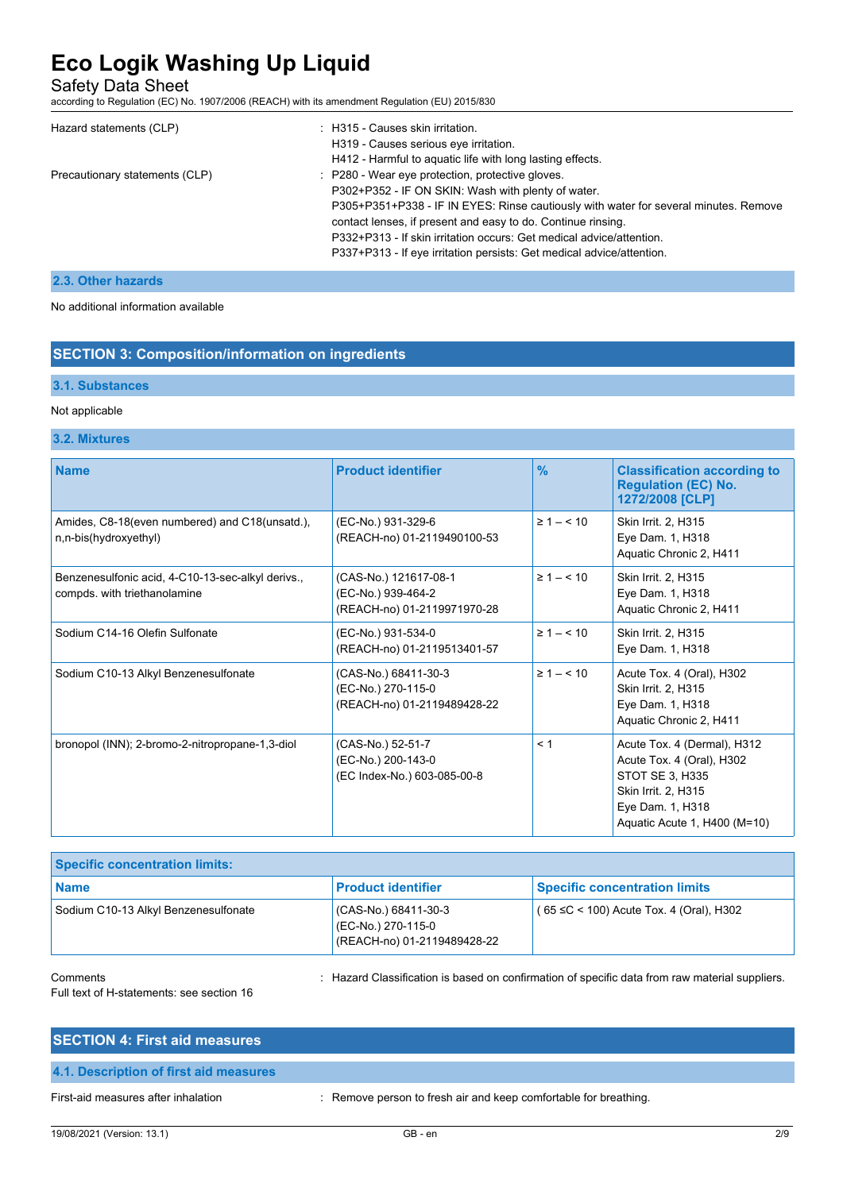| | |
|---|---|
| Hazard statements (CLP) | : H315 - Causes skin irritation.<br>H319 - Causes serious eye irritation.<br>H412 - Harmful to aquatic life with long lasting effects. |
| Precautionary statements (CLP) | : P280 - Wear eye protection, protective gloves.<br>P302+P352 - IF ON SKIN: Wash with plenty of water.<br>P305+P351+P338 - IF IN EYES: Rinse cautiously with water for several minutes. Remove contact lenses, if present and easy to do. Continue rinsing.<br>P332+P313 - If skin irritation occurs: Get medical advice/attention.<br>P337+P313 - If eye irritation persists: Get medical advice/attention. |

### 2.3. Other hazards

No additional information available

## SECTION 3: Composition/information on ingredients

### 3.1. Substances

Not applicable

### 3.2. Mixtures

| Name | Product identifier | % | Classification according to Regulation (EC) No. 1272/2008 [CLP] |
|---|---|---|---|
| Amides, C8-18(even numbered) and C18(unsatd.), n,n-bis(hydroxyethyl) | (EC-No.) 931-329-6<br>(REACH-no) 01-2119490100-53 | ≥ 1 – < 10 | Skin Irrit. 2, H315<br>Eye Dam. 1, H318<br>Aquatic Chronic 2, H411 |
| Benzenesulfonic acid, 4-C10-13-sec-alkyl derivs., compds. with triethanolamine | (CAS-No.) 121617-08-1<br>(EC-No.) 939-464-2<br>(REACH-no) 01-2119971970-28 | ≥ 1 – < 10 | Skin Irrit. 2, H315<br>Eye Dam. 1, H318<br>Aquatic Chronic 2, H411 |
| Sodium C14-16 Olefin Sulfonate | (EC-No.) 931-534-0<br>(REACH-no) 01-2119513401-57 | ≥ 1 – < 10 | Skin Irrit. 2, H315<br>Eye Dam. 1, H318 |
| Sodium C10-13 Alkyl Benzenesulfonate | (CAS-No.) 68411-30-3<br>(EC-No.) 270-115-0<br>(REACH-no) 01-2119489428-22 | ≥ 1 – < 10 | Acute Tox. 4 (Oral), H302<br>Skin Irrit. 2, H315<br>Eye Dam. 1, H318<br>Aquatic Chronic 2, H411 |
| bronopol (INN); 2-bromo-2-nitropropane-1,3-diol | (CAS-No.) 52-51-7<br>(EC-No.) 200-143-0<br>(EC Index-No.) 603-085-00-8 | < 1 | Acute Tox. 4 (Dermal), H312<br>Acute Tox. 4 (Oral), H302<br>STOT SE 3, H335<br>Skin Irrit. 2, H315<br>Eye Dam. 1, H318<br>Aquatic Acute 1, H400 (M=10) |

| Specific concentration limits: | | |
|---|---|---|
| **Name** | **Product identifier** | **Specific concentration limits** |
| Sodium C10-13 Alkyl Benzenesulfonate | (CAS-No.) 68411-30-3<br>(EC-No.) 270-115-0<br>(REACH-no) 01-2119489428-22 | ( 65 ≤C < 100) Acute Tox. 4 (Oral), H302 |

Comments : Hazard Classification is based on confirmation of specific data from raw material suppliers.

Full text of H-statements: see section 16

## SECTION 4: First aid measures

### 4.1. Description of first aid measures

First-aid measures after inhalation : Remove person to fresh air and keep comfortable for breathing.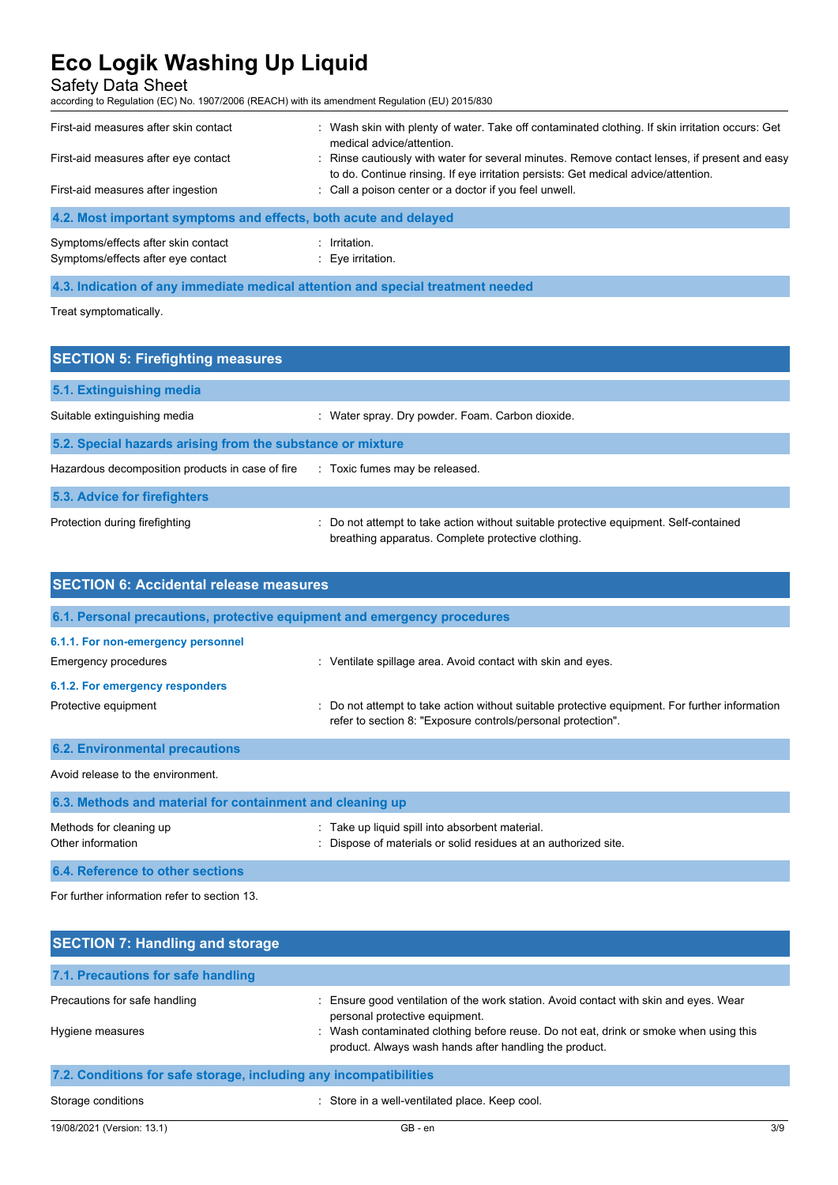| | |
|---|---|
| First-aid measures after skin contact | : Wash skin with plenty of water. Take off contaminated clothing. If skin irritation occurs: Get medical advice/attention. |
| First-aid measures after eye contact | : Rinse cautiously with water for several minutes. Remove contact lenses, if present and easy to do. Continue rinsing. If eye irritation persists: Get medical advice/attention. |
| First-aid measures after ingestion | : Call a poison center or a doctor if you feel unwell. |

### 4.2. Most important symptoms and effects, both acute and delayed

| | |
|---|---|
| Symptoms/effects after skin contact | : Irritation. |
| Symptoms/effects after eye contact | : Eye irritation. |

### 4.3. Indication of any immediate medical attention and special treatment needed

Treat symptomatically.

## SECTION 5: Firefighting measures

### 5.1. Extinguishing media

| | |
|---|---|
| Suitable extinguishing media | : Water spray. Dry powder. Foam. Carbon dioxide. |

### 5.2. Special hazards arising from the substance or mixture

| | |
|---|---|
| Hazardous decomposition products in case of fire | : Toxic fumes may be released. |

### 5.3. Advice for firefighters

| | |
|---|---|
| Protection during firefighting | : Do not attempt to take action without suitable protective equipment. Self-contained breathing apparatus. Complete protective clothing. |

## SECTION 6: Accidental release measures

### 6.1. Personal precautions, protective equipment and emergency procedures

#### 6.1.1. For non-emergency personnel

| | |
|---|---|
| Emergency procedures | : Ventilate spillage area. Avoid contact with skin and eyes. |

#### 6.1.2. For emergency responders

| | |
|---|---|
| Protective equipment | : Do not attempt to take action without suitable protective equipment. For further information refer to section 8: "Exposure controls/personal protection". |

### 6.2. Environmental precautions

Avoid release to the environment.

### 6.3. Methods and material for containment and cleaning up

| | |
|---|---|
| Methods for cleaning up | : Take up liquid spill into absorbent material. |
| Other information | : Dispose of materials or solid residues at an authorized site. |

### 6.4. Reference to other sections

For further information refer to section 13.

## SECTION 7: Handling and storage

### 7.1. Precautions for safe handling

| | |
|---|---|
| Precautions for safe handling | : Ensure good ventilation of the work station. Avoid contact with skin and eyes. Wear personal protective equipment. |
| Hygiene measures | : Wash contaminated clothing before reuse. Do not eat, drink or smoke when using this product. Always wash hands after handling the product. |

### 7.2. Conditions for safe storage, including any incompatibilities

| | |
|---|---|
| Storage conditions | : Store in a well-ventilated place. Keep cool. |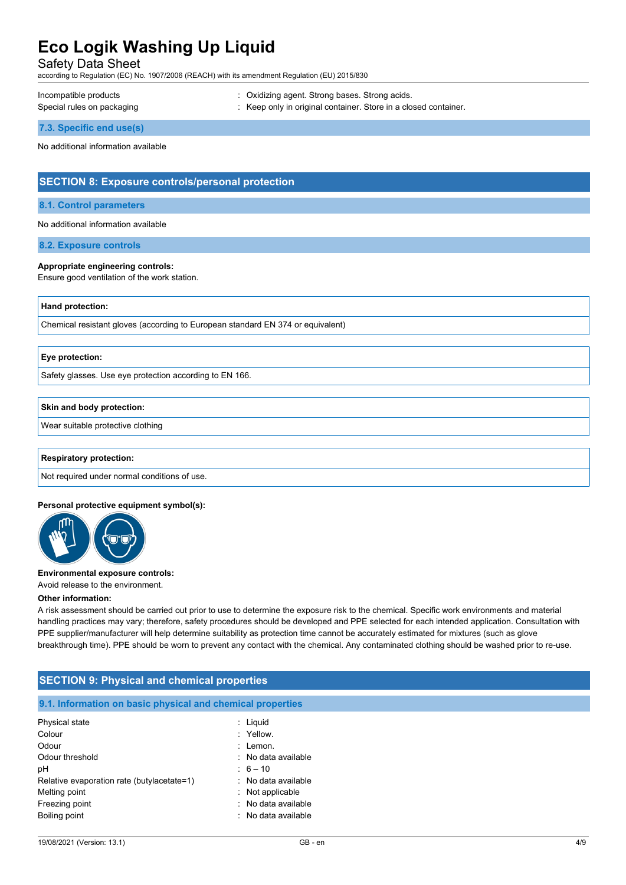| | |
|---|---|
| Incompatible products | : Oxidizing agent. Strong bases. Strong acids. |
| Special rules on packaging | : Keep only in original container. Store in a closed container. |

### 7.3. Specific end use(s)

No additional information available

## SECTION 8: Exposure controls/personal protection

### 8.1. Control parameters

No additional information available

### 8.2. Exposure controls

**Appropriate engineering controls:**
Ensure good ventilation of the work station.

| Hand protection: |
|---|
| Chemical resistant gloves (according to European standard EN 374 or equivalent) |

| Eye protection: |
|---|
| Safety glasses. Use eye protection according to EN 166. |

| Skin and body protection: |
|---|
| Wear suitable protective clothing |

| Respiratory protection: |
|---|
| Not required under normal conditions of use. |

**Personal protective equipment symbol(s):**

**Environmental exposure controls:**
Avoid release to the environment.

**Other information:**
A risk assessment should be carried out prior to use to determine the exposure risk to the chemical. Specific work environments and material handling practices may vary; therefore, safety procedures should be developed and PPE selected for each intended application. Consultation with PPE supplier/manufacturer will help determine suitability as protection time cannot be accurately estimated for mixtures (such as glove breakthrough time). PPE should be worn to prevent any contact with the chemical. Any contaminated clothing should be washed prior to re-use.

## SECTION 9: Physical and chemical properties

### 9.1. Information on basic physical and chemical properties

| | |
|---|---|
| Physical state | : Liquid |
| Colour | : Yellow. |
| Odour | : Lemon. |
| Odour threshold | : No data available |
| pH | : 6 – 10 |
| Relative evaporation rate (butylacetate=1) | : No data available |
| Melting point | : Not applicable |
| Freezing point | : No data available |
| Boiling point | : No data available |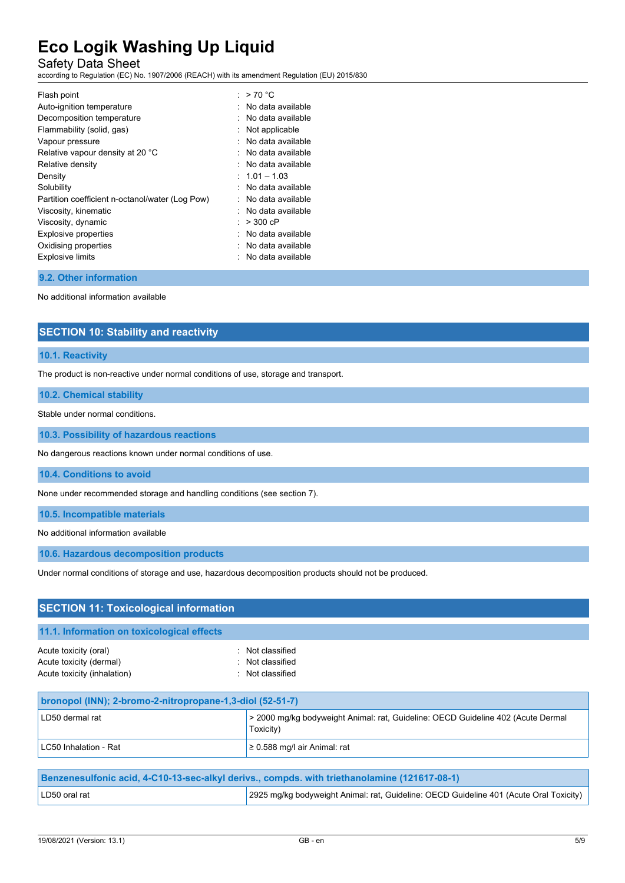| | |
|---|---|
| Flash point | : > 70 °C |
| Auto-ignition temperature | : No data available |
| Decomposition temperature | : No data available |
| Flammability (solid, gas) | : Not applicable |
| Vapour pressure | : No data available |
| Relative vapour density at 20 °C | : No data available |
| Relative density | : No data available |
| Density | : 1.01 – 1.03 |
| Solubility | : No data available |
| Partition coefficient n-octanol/water (Log Pow) | : No data available |
| Viscosity, kinematic | : No data available |
| Viscosity, dynamic | : > 300 cP |
| Explosive properties | : No data available |
| Oxidising properties | : No data available |
| Explosive limits | : No data available |

### 9.2. Other information

No additional information available

## SECTION 10: Stability and reactivity

### 10.1. Reactivity

The product is non-reactive under normal conditions of use, storage and transport.

### 10.2. Chemical stability

Stable under normal conditions.

### 10.3. Possibility of hazardous reactions

No dangerous reactions known under normal conditions of use.

### 10.4. Conditions to avoid

None under recommended storage and handling conditions (see section 7).

### 10.5. Incompatible materials

No additional information available

### 10.6. Hazardous decomposition products

Under normal conditions of storage and use, hazardous decomposition products should not be produced.

## SECTION 11: Toxicological information

### 11.1. Information on toxicological effects

| | |
|---|---|
| Acute toxicity (oral) | : Not classified |
| Acute toxicity (dermal) | : Not classified |
| Acute toxicity (inhalation) | : Not classified |

| bronopol (INN); 2-bromo-2-nitropropane-1,3-diol (52-51-7) | |
|---|---|
| LD50 dermal rat | > 2000 mg/kg bodyweight Animal: rat, Guideline: OECD Guideline 402 (Acute Dermal Toxicity) |
| LC50 Inhalation - Rat | ≥ 0.588 mg/l air Animal: rat |

| Benzenesulfonic acid, 4-C10-13-sec-alkyl derivs., compds. with triethanolamine (121617-08-1) | |
|---|---|
| LD50 oral rat | 2925 mg/kg bodyweight Animal: rat, Guideline: OECD Guideline 401 (Acute Oral Toxicity) |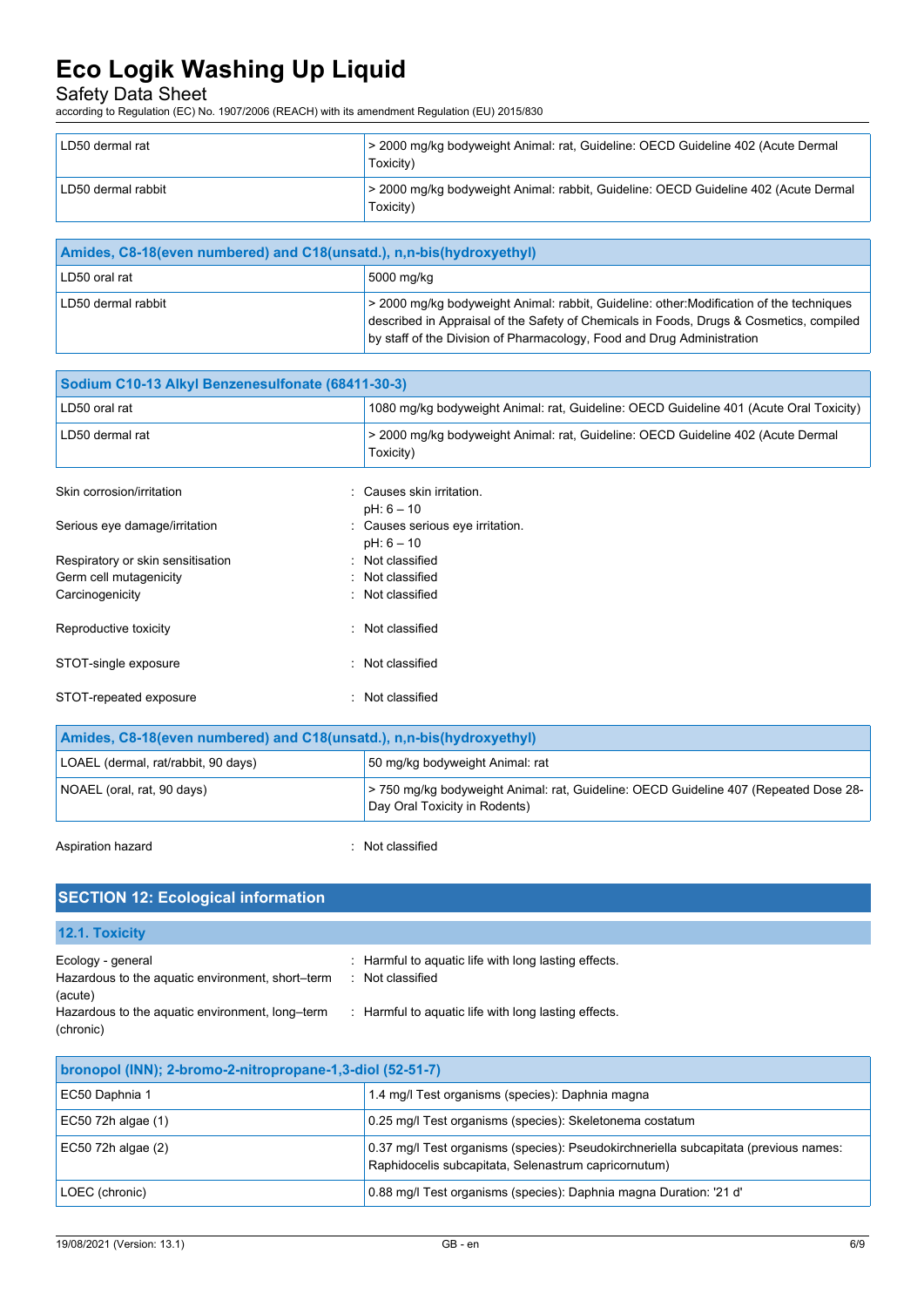| LD50 dermal rat | > 2000 mg/kg bodyweight Animal: rat, Guideline: OECD Guideline 402 (Acute Dermal Toxicity) |
|---|---|
| LD50 dermal rabbit | > 2000 mg/kg bodyweight Animal: rabbit, Guideline: OECD Guideline 402 (Acute Dermal Toxicity) |

| Amides, C8-18(even numbered) and C18(unsatd.), n,n-bis(hydroxyethyl) | |
|---|---|
| LD50 oral rat | 5000 mg/kg |
| LD50 dermal rabbit | > 2000 mg/kg bodyweight Animal: rabbit, Guideline: other:Modification of the techniques described in Appraisal of the Safety of Chemicals in Foods, Drugs & Cosmetics, compiled by staff of the Division of Pharmacology, Food and Drug Administration |

| Sodium C10-13 Alkyl Benzenesulfonate (68411-30-3) | |
|---|---|
| LD50 oral rat | 1080 mg/kg bodyweight Animal: rat, Guideline: OECD Guideline 401 (Acute Oral Toxicity) |
| LD50 dermal rat | > 2000 mg/kg bodyweight Animal: rat, Guideline: OECD Guideline 402 (Acute Dermal Toxicity) |

Skin corrosion/irritation : Causes skin irritation.
pH: 6 – 10

Serious eye damage/irritation : Causes serious eye irritation.
pH: 6 – 10

Respiratory or skin sensitisation : Not classified

Germ cell mutagenicity : Not classified

Carcinogenicity : Not classified

Reproductive toxicity : Not classified

STOT-single exposure : Not classified

STOT-repeated exposure : Not classified

| Amides, C8-18(even numbered) and C18(unsatd.), n,n-bis(hydroxyethyl) | |
|---|---|
| LOAEL (dermal, rat/rabbit, 90 days) | 50 mg/kg bodyweight Animal: rat |
| NOAEL (oral, rat, 90 days) | > 750 mg/kg bodyweight Animal: rat, Guideline: OECD Guideline 407 (Repeated Dose 28-Day Oral Toxicity in Rodents) |

Aspiration hazard : Not classified

## SECTION 12: Ecological information

### 12.1. Toxicity

Ecology - general : Harmful to aquatic life with long lasting effects.

Hazardous to the aquatic environment, short–term (acute) : Not classified

Hazardous to the aquatic environment, long–term (chronic) : Harmful to aquatic life with long lasting effects.

| bronopol (INN); 2-bromo-2-nitropropane-1,3-diol (52-51-7) | |
|---|---|
| EC50 Daphnia 1 | 1.4 mg/l Test organisms (species): Daphnia magna |
| EC50 72h algae (1) | 0.25 mg/l Test organisms (species): Skeletonema costatum |
| EC50 72h algae (2) | 0.37 mg/l Test organisms (species): Pseudokirchneriella subcapitata (previous names: Raphidocelis subcapitata, Selenastrum capricornutum) |
| LOEC (chronic) | 0.88 mg/l Test organisms (species): Daphnia magna Duration: '21 d' |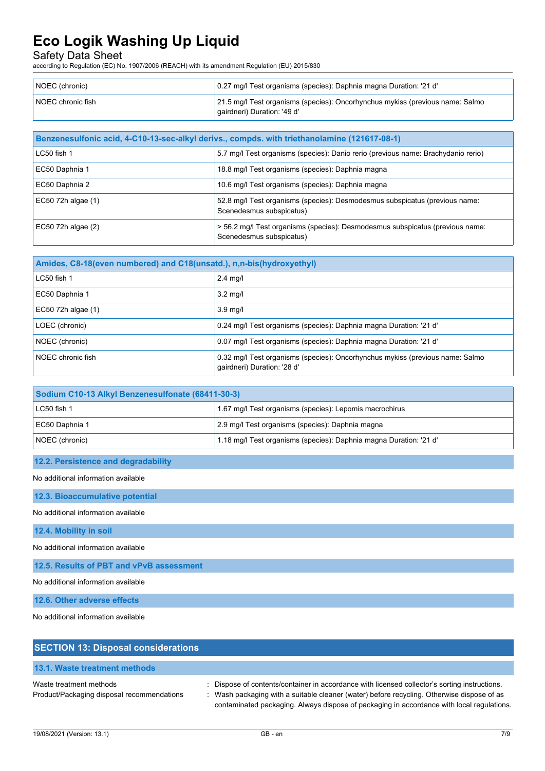| | |
|---|---|
| NOEC (chronic) | 0.27 mg/l Test organisms (species): Daphnia magna Duration: '21 d' |
| NOEC chronic fish | 21.5 mg/l Test organisms (species): Oncorhynchus mykiss (previous name: Salmo gairdneri) Duration: '49 d' |

| Benzenesulfonic acid, 4-C10-13-sec-alkyl derivs., compds. with triethanolamine (121617-08-1) | |
|---|---|
| LC50 fish 1 | 5.7 mg/l Test organisms (species): Danio rerio (previous name: Brachydanio rerio) |
| EC50 Daphnia 1 | 18.8 mg/l Test organisms (species): Daphnia magna |
| EC50 Daphnia 2 | 10.6 mg/l Test organisms (species): Daphnia magna |
| EC50 72h algae (1) | 52.8 mg/l Test organisms (species): Desmodesmus subspicatus (previous name: Scenedesmus subspicatus) |
| EC50 72h algae (2) | > 56.2 mg/l Test organisms (species): Desmodesmus subspicatus (previous name: Scenedesmus subspicatus) |

| Amides, C8-18(even numbered) and C18(unsatd.), n,n-bis(hydroxyethyl) | |
|---|---|
| LC50 fish 1 | 2.4 mg/l |
| EC50 Daphnia 1 | 3.2 mg/l |
| EC50 72h algae (1) | 3.9 mg/l |
| LOEC (chronic) | 0.24 mg/l Test organisms (species): Daphnia magna Duration: '21 d' |
| NOEC (chronic) | 0.07 mg/l Test organisms (species): Daphnia magna Duration: '21 d' |
| NOEC chronic fish | 0.32 mg/l Test organisms (species): Oncorhynchus mykiss (previous name: Salmo gairdneri) Duration: '28 d' |

| Sodium C10-13 Alkyl Benzenesulfonate (68411-30-3) | |
|---|---|
| LC50 fish 1 | 1.67 mg/l Test organisms (species): Lepomis macrochirus |
| EC50 Daphnia 1 | 2.9 mg/l Test organisms (species): Daphnia magna |
| NOEC (chronic) | 1.18 mg/l Test organisms (species): Daphnia magna Duration: '21 d' |

### 12.2. Persistence and degradability

No additional information available

### 12.3. Bioaccumulative potential

No additional information available

### 12.4. Mobility in soil

No additional information available

### 12.5. Results of PBT and vPvB assessment

No additional information available

### 12.6. Other adverse effects

No additional information available

## SECTION 13: Disposal considerations

### 13.1. Waste treatment methods

Waste treatment methods : Dispose of contents/container in accordance with licensed collector's sorting instructions.

Product/Packaging disposal recommendations : Wash packaging with a suitable cleaner (water) before recycling. Otherwise dispose of as contaminated packaging. Always dispose of packaging in accordance with local regulations.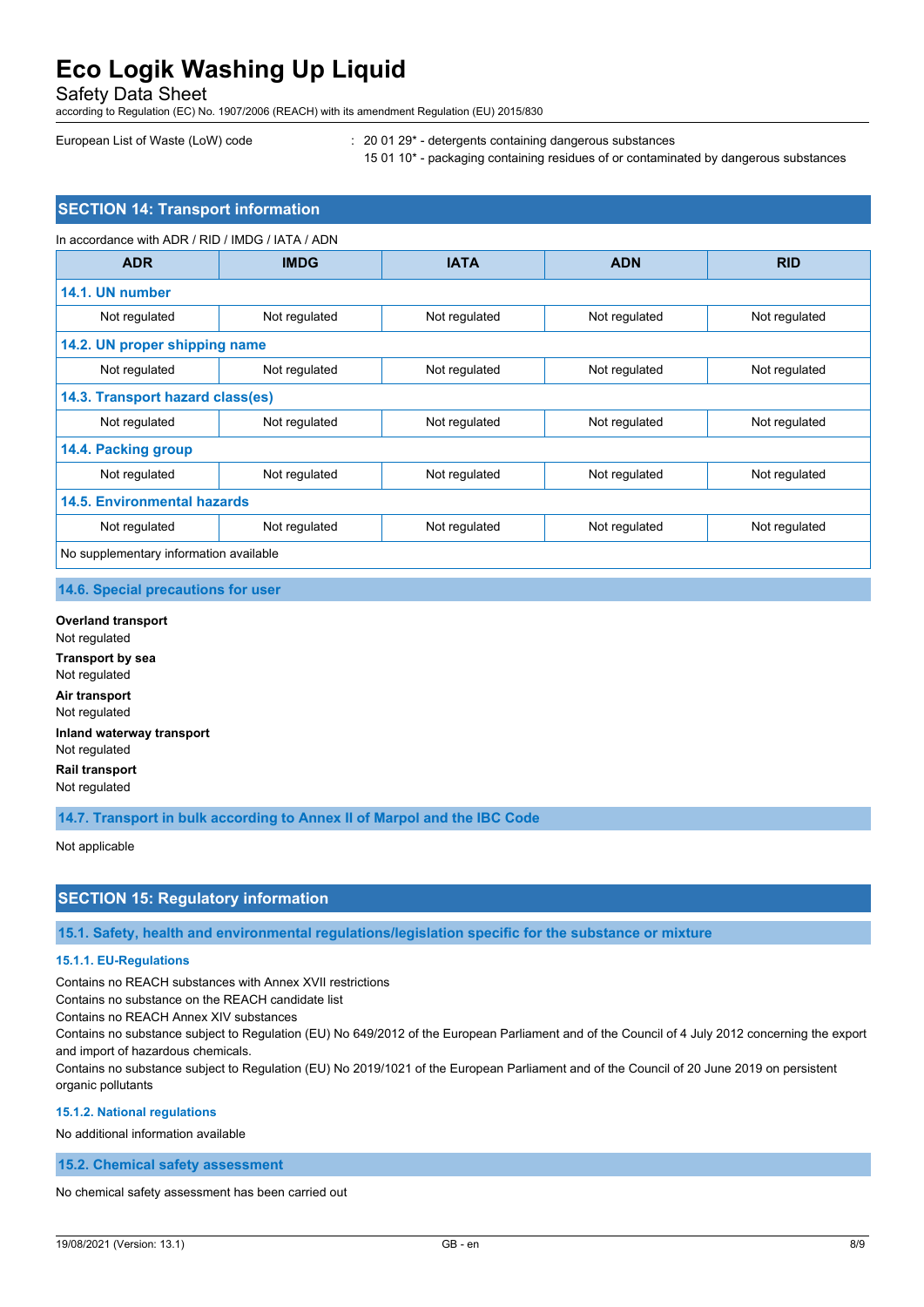European List of Waste (LoW) code : 20 01 29* - detergents containing dangerous substances
15 01 10* - packaging containing residues of or contaminated by dangerous substances

## SECTION 14: Transport information

In accordance with ADR / RID / IMDG / IATA / ADN

| ADR | IMDG | IATA | ADN | RID |
|---|---|---|---|---|
| **14.1. UN number** | | | | |
| Not regulated | Not regulated | Not regulated | Not regulated | Not regulated |
| **14.2. UN proper shipping name** | | | | |
| Not regulated | Not regulated | Not regulated | Not regulated | Not regulated |
| **14.3. Transport hazard class(es)** | | | | |
| Not regulated | Not regulated | Not regulated | Not regulated | Not regulated |
| **14.4. Packing group** | | | | |
| Not regulated | Not regulated | Not regulated | Not regulated | Not regulated |
| **14.5. Environmental hazards** | | | | |
| Not regulated | Not regulated | Not regulated | Not regulated | Not regulated |
| No supplementary information available | | | | |

### 14.6. Special precautions for user

**Overland transport**
Not regulated

**Transport by sea**
Not regulated

**Air transport**
Not regulated

**Inland waterway transport**
Not regulated

**Rail transport**
Not regulated

### 14.7. Transport in bulk according to Annex II of Marpol and the IBC Code

Not applicable

## SECTION 15: Regulatory information

### 15.1. Safety, health and environmental regulations/legislation specific for the substance or mixture

#### 15.1.1. EU-Regulations

Contains no REACH substances with Annex XVII restrictions
Contains no substance on the REACH candidate list
Contains no REACH Annex XIV substances
Contains no substance subject to Regulation (EU) No 649/2012 of the European Parliament and of the Council of 4 July 2012 concerning the export and import of hazardous chemicals.
Contains no substance subject to Regulation (EU) No 2019/1021 of the European Parliament and of the Council of 20 June 2019 on persistent organic pollutants

#### 15.1.2. National regulations

No additional information available

### 15.2. Chemical safety assessment

No chemical safety assessment has been carried out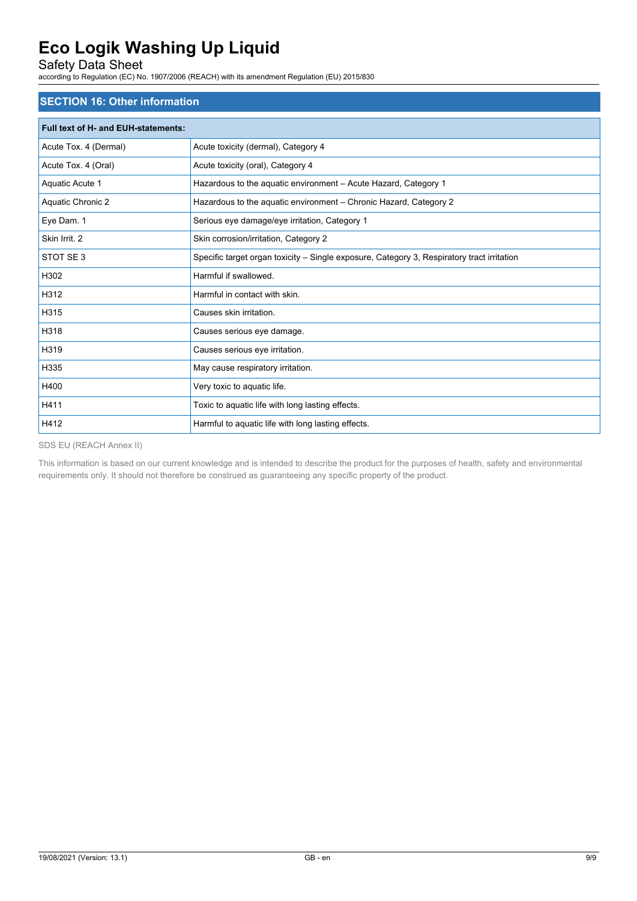## SECTION 16: Other information

| Full text of H- and EUH-statements: | |
|---|---|
| Acute Tox. 4 (Dermal) | Acute toxicity (dermal), Category 4 |
| Acute Tox. 4 (Oral) | Acute toxicity (oral), Category 4 |
| Aquatic Acute 1 | Hazardous to the aquatic environment – Acute Hazard, Category 1 |
| Aquatic Chronic 2 | Hazardous to the aquatic environment – Chronic Hazard, Category 2 |
| Eye Dam. 1 | Serious eye damage/eye irritation, Category 1 |
| Skin Irrit. 2 | Skin corrosion/irritation, Category 2 |
| STOT SE 3 | Specific target organ toxicity – Single exposure, Category 3, Respiratory tract irritation |
| H302 | Harmful if swallowed. |
| H312 | Harmful in contact with skin. |
| H315 | Causes skin irritation. |
| H318 | Causes serious eye damage. |
| H319 | Causes serious eye irritation. |
| H335 | May cause respiratory irritation. |
| H400 | Very toxic to aquatic life. |
| H411 | Toxic to aquatic life with long lasting effects. |
| H412 | Harmful to aquatic life with long lasting effects. |

SDS EU (REACH Annex II)

This information is based on our current knowledge and is intended to describe the product for the purposes of health, safety and environmental requirements only. It should not therefore be construed as guaranteeing any specific property of the product.